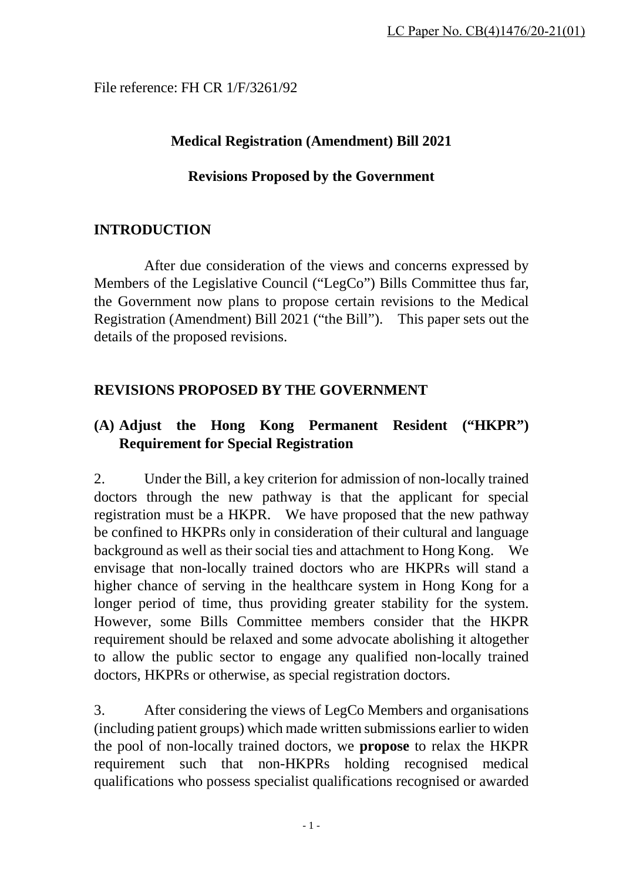LC Paper No. CB(4)1476/20-21(01)

File reference: FH CR 1/F/3261/92

**Medical Registration (Amendment) Bill 2021**

**Revisions Proposed by the Government**

## INTRODUCTION

After due consideration of the views and concerns expressed by Members of the Legislative Council ("LegCo") Bills Committee thus far, the Government now plans to propose certain revisions to the Medical Registration (Amendment) Bill 2021 ("the Bill"). This paper sets out the details of the proposed revisions.

## REVISIONS PROPOSED BY THE GOVERNMENT

### (A) Adjust the Hong Kong Permanent Resident ("HKPR") Requirement for Special Registration

2. Under the Bill, a key criterion for admission of non-locally trained doctors through the new pathway is that the applicant for special registration must be a HKPR. We have proposed that the new pathway be confined to HKPRs only in consideration of their cultural and language background as well as their social ties and attachment to Hong Kong. We envisage that non-locally trained doctors who are HKPRs will stand a higher chance of serving in the healthcare system in Hong Kong for a longer period of time, thus providing greater stability for the system. However, some Bills Committee members consider that the HKPR requirement should be relaxed and some advocate abolishing it altogether to allow the public sector to engage any qualified non-locally trained doctors, HKPRs or otherwise, as special registration doctors.

3. After considering the views of LegCo Members and organisations (including patient groups) which made written submissions earlier to widen the pool of non-locally trained doctors, we **propose** to relax the HKPR requirement such that non-HKPRs holding recognised medical qualifications who possess specialist qualifications recognised or awarded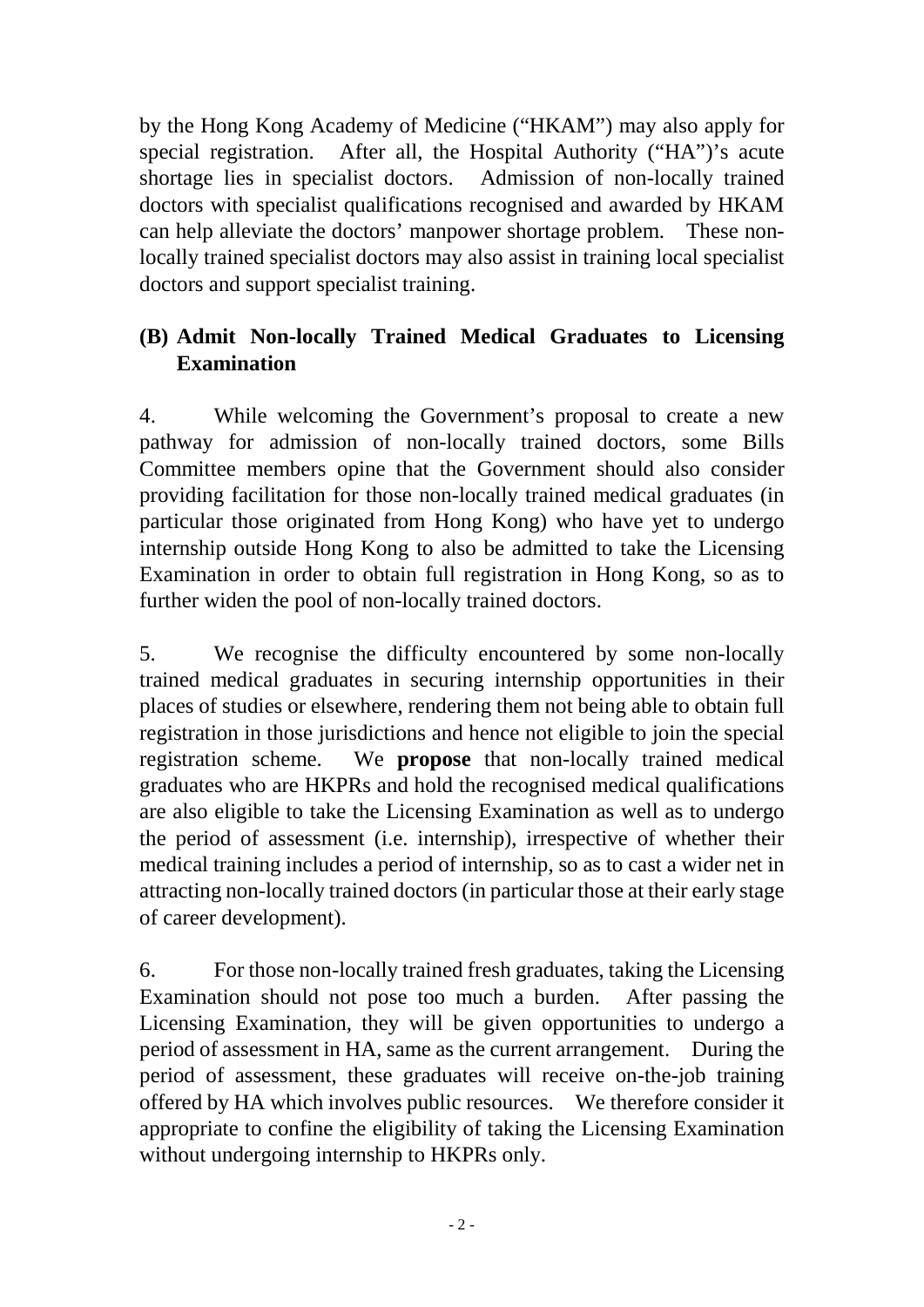by the Hong Kong Academy of Medicine ("HKAM") may also apply for special registration. After all, the Hospital Authority ("HA")'s acute shortage lies in specialist doctors. Admission of non-locally trained doctors with specialist qualifications recognised and awarded by HKAM can help alleviate the doctors' manpower shortage problem. These non-locally trained specialist doctors may also assist in training local specialist doctors and support specialist training.

## (B) Admit Non-locally Trained Medical Graduates to Licensing Examination

4. While welcoming the Government's proposal to create a new pathway for admission of non-locally trained doctors, some Bills Committee members opine that the Government should also consider providing facilitation for those non-locally trained medical graduates (in particular those originated from Hong Kong) who have yet to undergo internship outside Hong Kong to also be admitted to take the Licensing Examination in order to obtain full registration in Hong Kong, so as to further widen the pool of non-locally trained doctors.

5. We recognise the difficulty encountered by some non-locally trained medical graduates in securing internship opportunities in their places of studies or elsewhere, rendering them not being able to obtain full registration in those jurisdictions and hence not eligible to join the special registration scheme. We **propose** that non-locally trained medical graduates who are HKPRs and hold the recognised medical qualifications are also eligible to take the Licensing Examination as well as to undergo the period of assessment (i.e. internship), irrespective of whether their medical training includes a period of internship, so as to cast a wider net in attracting non-locally trained doctors (in particular those at their early stage of career development).

6. For those non-locally trained fresh graduates, taking the Licensing Examination should not pose too much a burden. After passing the Licensing Examination, they will be given opportunities to undergo a period of assessment in HA, same as the current arrangement. During the period of assessment, these graduates will receive on-the-job training offered by HA which involves public resources. We therefore consider it appropriate to confine the eligibility of taking the Licensing Examination without undergoing internship to HKPRs only.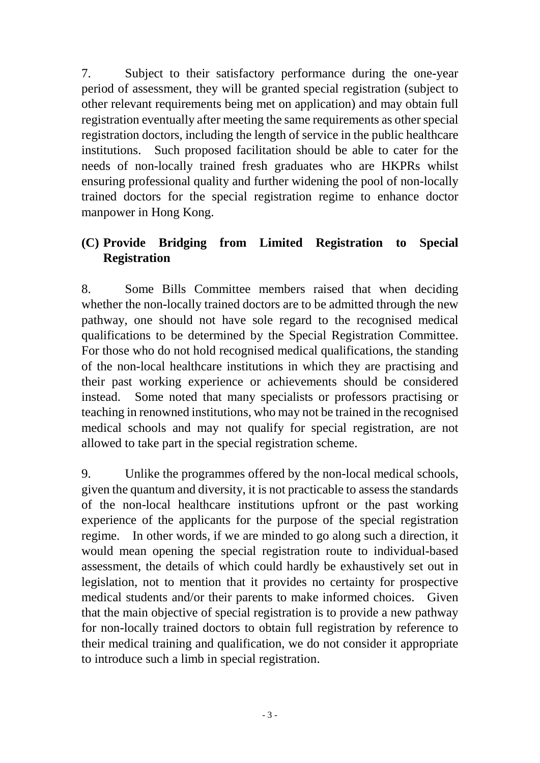7. Subject to their satisfactory performance during the one-year period of assessment, they will be granted special registration (subject to other relevant requirements being met on application) and may obtain full registration eventually after meeting the same requirements as other special registration doctors, including the length of service in the public healthcare institutions. Such proposed facilitation should be able to cater for the needs of non-locally trained fresh graduates who are HKPRs whilst ensuring professional quality and further widening the pool of non-locally trained doctors for the special registration regime to enhance doctor manpower in Hong Kong.

### (C) Provide Bridging from Limited Registration to Special Registration

8. Some Bills Committee members raised that when deciding whether the non-locally trained doctors are to be admitted through the new pathway, one should not have sole regard to the recognised medical qualifications to be determined by the Special Registration Committee. For those who do not hold recognised medical qualifications, the standing of the non-local healthcare institutions in which they are practising and their past working experience or achievements should be considered instead. Some noted that many specialists or professors practising or teaching in renowned institutions, who may not be trained in the recognised medical schools and may not qualify for special registration, are not allowed to take part in the special registration scheme.

9. Unlike the programmes offered by the non-local medical schools, given the quantum and diversity, it is not practicable to assess the standards of the non-local healthcare institutions upfront or the past working experience of the applicants for the purpose of the special registration regime. In other words, if we are minded to go along such a direction, it would mean opening the special registration route to individual-based assessment, the details of which could hardly be exhaustively set out in legislation, not to mention that it provides no certainty for prospective medical students and/or their parents to make informed choices. Given that the main objective of special registration is to provide a new pathway for non-locally trained doctors to obtain full registration by reference to their medical training and qualification, we do not consider it appropriate to introduce such a limb in special registration.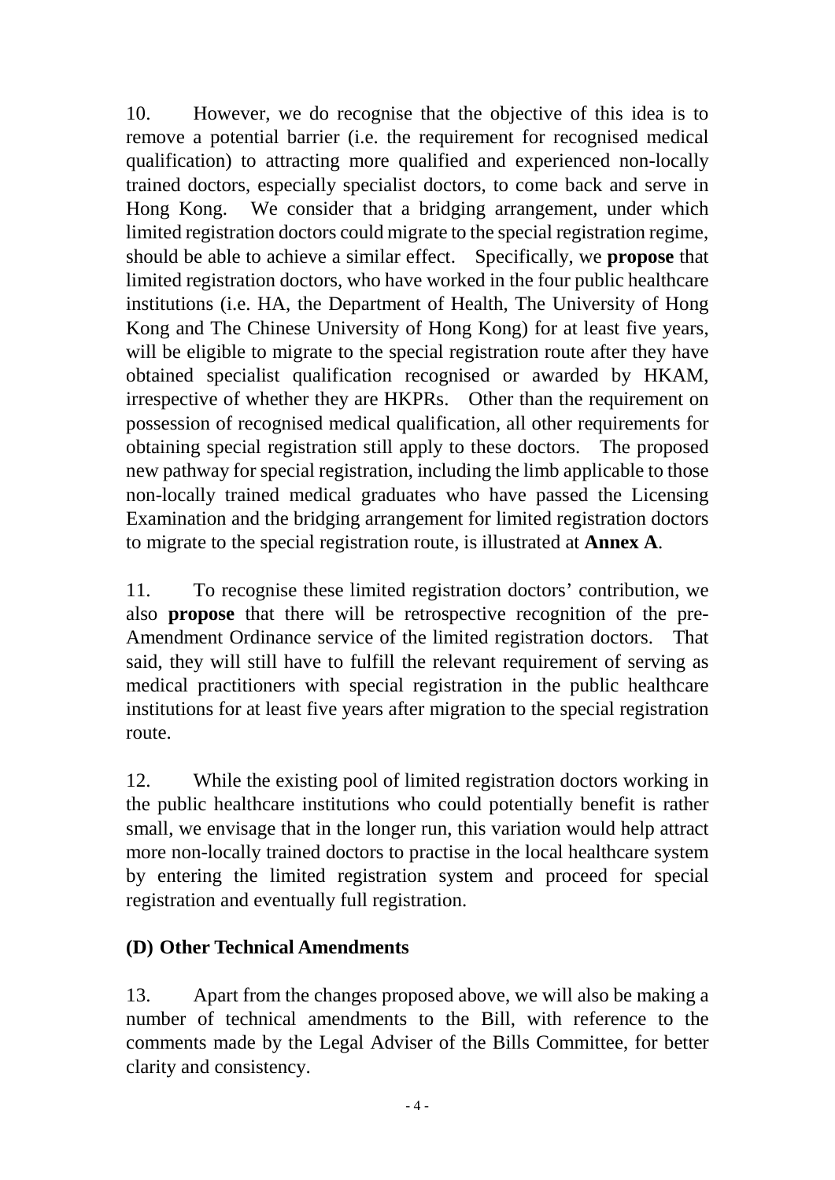10. However, we do recognise that the objective of this idea is to remove a potential barrier (i.e. the requirement for recognised medical qualification) to attracting more qualified and experienced non-locally trained doctors, especially specialist doctors, to come back and serve in Hong Kong. We consider that a bridging arrangement, under which limited registration doctors could migrate to the special registration regime, should be able to achieve a similar effect. Specifically, we **propose** that limited registration doctors, who have worked in the four public healthcare institutions (i.e. HA, the Department of Health, The University of Hong Kong and The Chinese University of Hong Kong) for at least five years, will be eligible to migrate to the special registration route after they have obtained specialist qualification recognised or awarded by HKAM, irrespective of whether they are HKPRs. Other than the requirement on possession of recognised medical qualification, all other requirements for obtaining special registration still apply to these doctors. The proposed new pathway for special registration, including the limb applicable to those non-locally trained medical graduates who have passed the Licensing Examination and the bridging arrangement for limited registration doctors to migrate to the special registration route, is illustrated at **Annex A**.

11. To recognise these limited registration doctors' contribution, we also **propose** that there will be retrospective recognition of the pre-Amendment Ordinance service of the limited registration doctors. That said, they will still have to fulfill the relevant requirement of serving as medical practitioners with special registration in the public healthcare institutions for at least five years after migration to the special registration route.

12. While the existing pool of limited registration doctors working in the public healthcare institutions who could potentially benefit is rather small, we envisage that in the longer run, this variation would help attract more non-locally trained doctors to practise in the local healthcare system by entering the limited registration system and proceed for special registration and eventually full registration.

## (D) Other Technical Amendments

13. Apart from the changes proposed above, we will also be making a number of technical amendments to the Bill, with reference to the comments made by the Legal Adviser of the Bills Committee, for better clarity and consistency.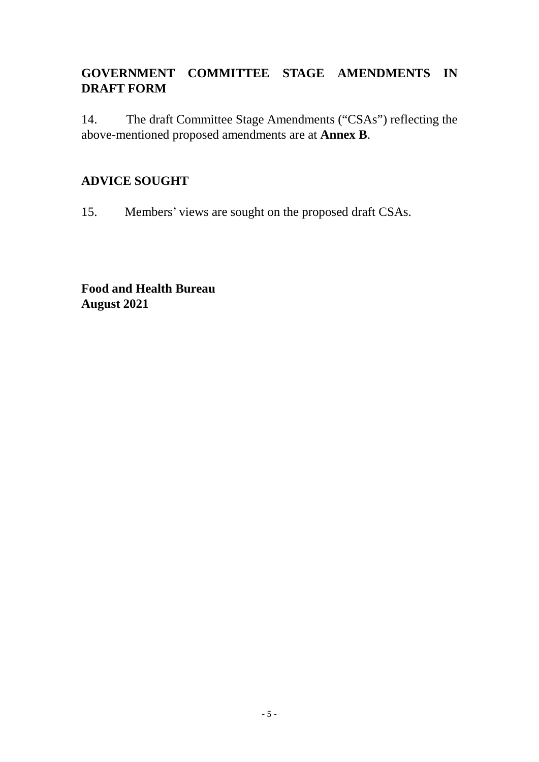## GOVERNMENT COMMITTEE STAGE AMENDMENTS IN DRAFT FORM

14. The draft Committee Stage Amendments ("CSAs") reflecting the above-mentioned proposed amendments are at **Annex B**.

## ADVICE SOUGHT

15. Members' views are sought on the proposed draft CSAs.

**Food and Health Bureau**
**August 2021**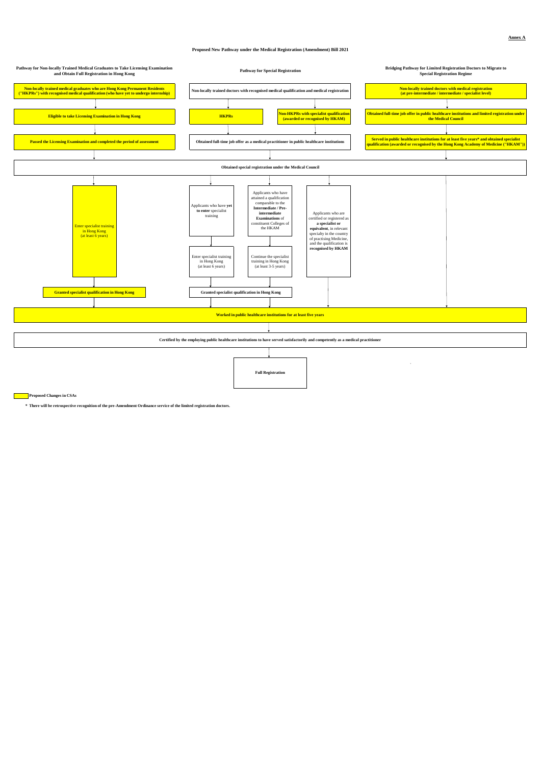**Annex A**

**Proposed New Pathway under the Medical Registration (Amendment) Bill 2021**

**Pathway for Non-locally Trained Medical Graduates to Take Licensing Examination and Obtain Full Registration in Hong Kong**

**Non-locally trained medical graduates who are Hong Kong Permanent Residents ("HKPRs") with recognised medical qualification (who have yet to undergo internship)**

↓

**Eligible to take Licensing Examination in Hong Kong**

↓

**Passed the Licensing Examination and completed the period of assessment**

↓

**Pathway for Special Registration**

**Non-locally trained doctors with recognised medical qualification and medical registration**

↓

**HKPRs** | **Non-HKPRs with specialist qualification (awarded or recognised by HKAM)**

↓

**Obtained full-time job offer as a medical practitioner in public healthcare institutions**

↓

**Bridging Pathway for Limited Registration Doctors to Migrate to Special Registration Regime**

**Non-locally trained doctors with medical registration (at pre-intermediate / intermediate / specialist level)**

↓

**Obtained full-time job offer in public healthcare institutions and limited registration under the Medical Council**

↓

**Served in public healthcare institutions for at least five years\* and obtained specialist qualification (awarded or recognised by the Hong Kong Academy of Medicine ("HKAM"))**

↓

**Obtained special registration under the Medical Council**

↓

- Licensing Examination pathway: Enter specialist training in Hong Kong (at least 6 years) → **Granted specialist qualification in Hong Kong**
- Applicants who have **yet to enter** specialist training → Enter specialist training in Hong Kong (at least 6 years) → **Granted specialist qualification in Hong Kong**
- Applicants who have attained a qualification comparable to the **Intermediate / Pre-intermediate Examinations** of constituent Colleges of the HKAM → Continue the specialist training in Hong Kong (at least 3-5 years) → **Granted specialist qualification in Hong Kong**
- Applicants who are certified or registered as **a specialist or equivalent**, in relevant specialty in the country of practising Medicine, and the qualification is **recognised by HKAM**

↓

**Worked in public healthcare institutions for at least five years**

↓

**Certified by the employing public healthcare institutions to have served satisfactorily and competently as a medical practitioner**

↓

**Full Registration**

**Proposed Changes in CSAs** (highlighted in yellow)

**\* There will be retrospective recognition of the pre-Amendment Ordinance service of the limited registration doctors.**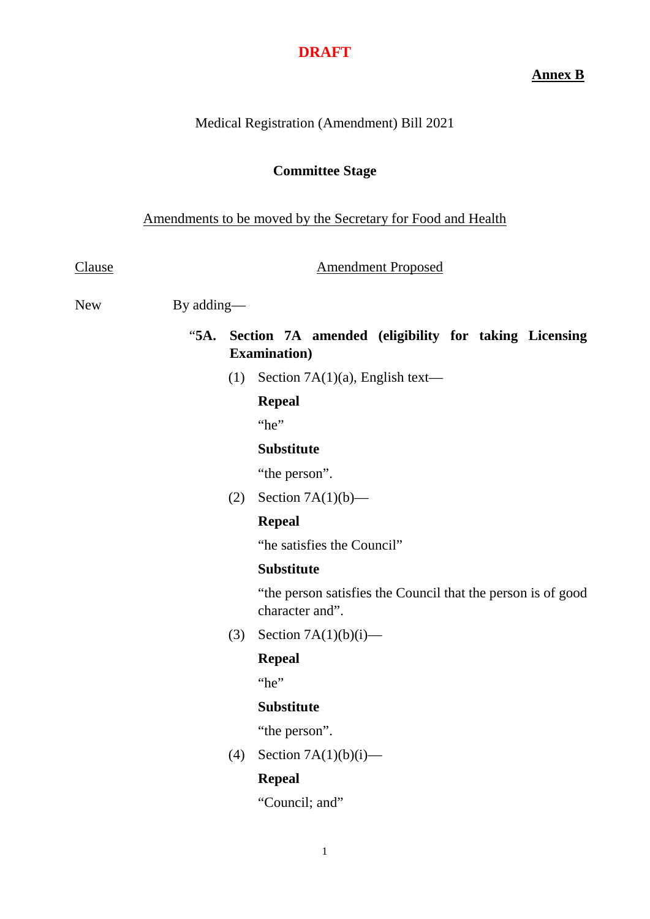**DRAFT**

**Annex B**

Medical Registration (Amendment) Bill 2021

**Committee Stage**

Amendments to be moved by the Secretary for Food and Health

| Clause | Amendment Proposed |
| --- | --- |

New By adding—

"**5A. Section 7A amended (eligibility for taking Licensing Examination)**

(1) Section 7A(1)(a), English text—

**Repeal**

"he"

**Substitute**

"the person".

(2) Section 7A(1)(b)—

**Repeal**

"he satisfies the Council"

**Substitute**

"the person satisfies the Council that the person is of good character and".

(3) Section 7A(1)(b)(i)—

**Repeal**

"he"

**Substitute**

"the person".

(4) Section 7A(1)(b)(i)—

**Repeal**

"Council; and"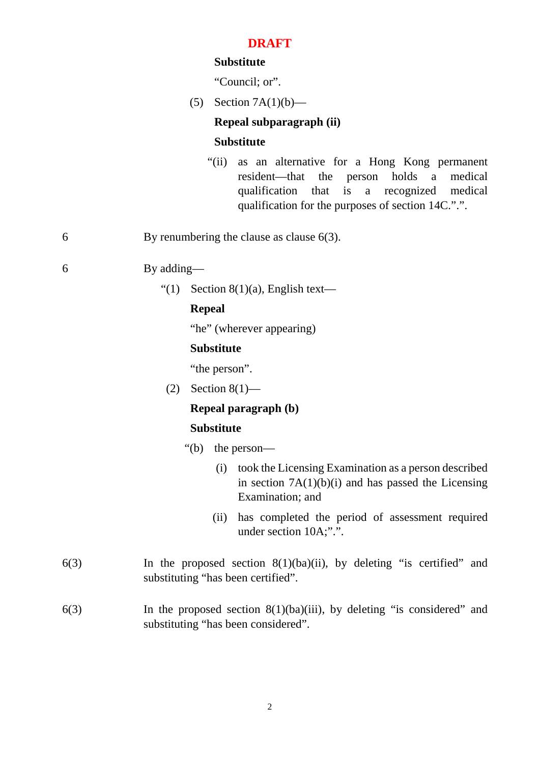**DRAFT**

**Substitute**

"Council; or".

(5) Section 7A(1)(b)—

**Repeal subparagraph (ii)**

**Substitute**

"(ii) as an alternative for a Hong Kong permanent resident—that the person holds a medical qualification that is a recognized medical qualification for the purposes of section 14C.".".

| | |
|---|---|
| 6 | By renumbering the clause as clause 6(3). |
| 6 | By adding— |

"(1) Section 8(1)(a), English text—

**Repeal**

"he" (wherever appearing)

**Substitute**

"the person".

(2) Section 8(1)—

**Repeal paragraph (b)**

**Substitute**

"(b) the person—

(i) took the Licensing Examination as a person described in section 7A(1)(b)(i) and has passed the Licensing Examination; and

(ii) has completed the period of assessment required under section 10A;".".

| | |
|---|---|
| 6(3) | In the proposed section 8(1)(ba)(ii), by deleting "is certified" and substituting "has been certified". |
| 6(3) | In the proposed section 8(1)(ba)(iii), by deleting "is considered" and substituting "has been considered". |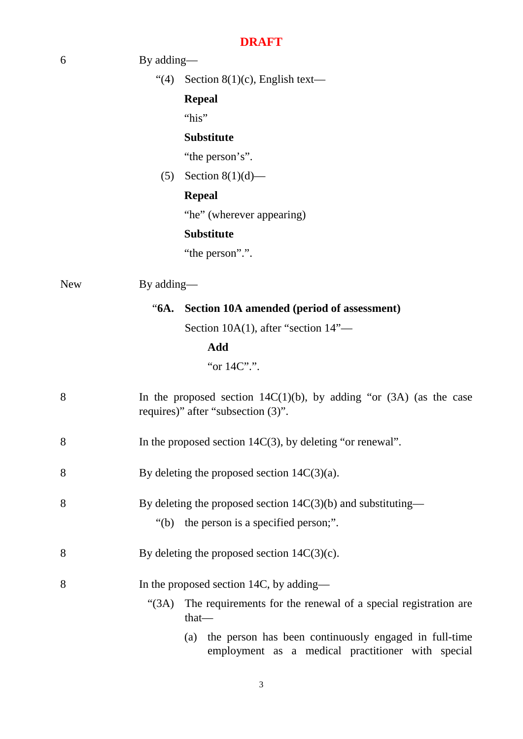**DRAFT**

| Clause | Amendment Proposed |
|---|---|
| 6 | By adding—<br><br>"(4) Section 8(1)(c), English text—<br><br>**Repeal**<br><br>"his"<br><br>**Substitute**<br><br>"the person's".<br><br>(5) Section 8(1)(d)—<br><br>**Repeal**<br><br>"he" (wherever appearing)<br><br>**Substitute**<br><br>"the person".". |
| New | By adding—<br><br>"**6A. Section 10A amended (period of assessment)**<br><br>Section 10A(1), after "section 14"—<br><br>**Add**<br><br>"or 14C".". |
| 8 | In the proposed section 14C(1)(b), by adding "or (3A) (as the case requires)" after "subsection (3)". |
| 8 | In the proposed section 14C(3), by deleting "or renewal". |
| 8 | By deleting the proposed section 14C(3)(a). |
| 8 | By deleting the proposed section 14C(3)(b) and substituting—<br><br>"(b) the person is a specified person;". |
| 8 | By deleting the proposed section 14C(3)(c). |
| 8 | In the proposed section 14C, by adding—<br><br>"(3A) The requirements for the renewal of a special registration are that—<br><br>(a) the person has been continuously engaged in full-time employment as a medical practitioner with special |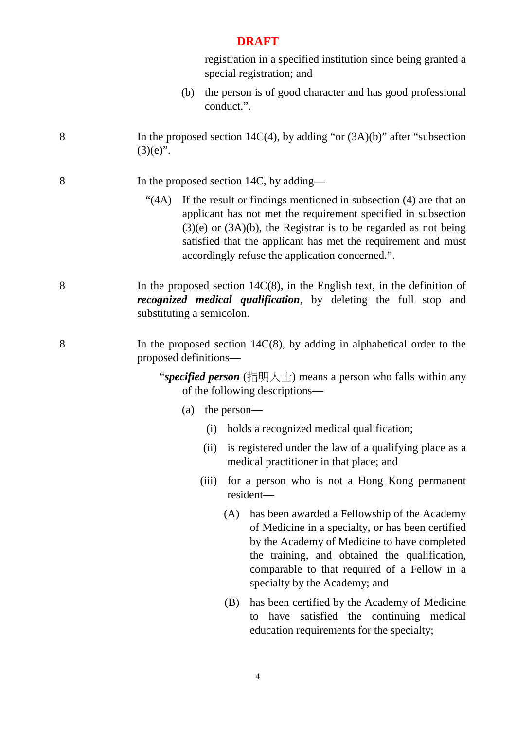**DRAFT**

registration in a specified institution since being granted a special registration; and

(b) the person is of good character and has good professional conduct.".

8 In the proposed section 14C(4), by adding "or (3A)(b)" after "subsection (3)(e)".

8 In the proposed section 14C, by adding—

"(4A) If the result or findings mentioned in subsection (4) are that an applicant has not met the requirement specified in subsection (3)(e) or (3A)(b), the Registrar is to be regarded as not being satisfied that the applicant has met the requirement and must accordingly refuse the application concerned.".

8 In the proposed section 14C(8), in the English text, in the definition of ***recognized medical qualification***, by deleting the full stop and substituting a semicolon.

8 In the proposed section 14C(8), by adding in alphabetical order to the proposed definitions—

"***specified person*** (指明人士) means a person who falls within any of the following descriptions—

(a) the person—

(i) holds a recognized medical qualification;

(ii) is registered under the law of a qualifying place as a medical practitioner in that place; and

(iii) for a person who is not a Hong Kong permanent resident—

(A) has been awarded a Fellowship of the Academy of Medicine in a specialty, or has been certified by the Academy of Medicine to have completed the training, and obtained the qualification, comparable to that required of a Fellow in a specialty by the Academy; and

(B) has been certified by the Academy of Medicine to have satisfied the continuing medical education requirements for the specialty;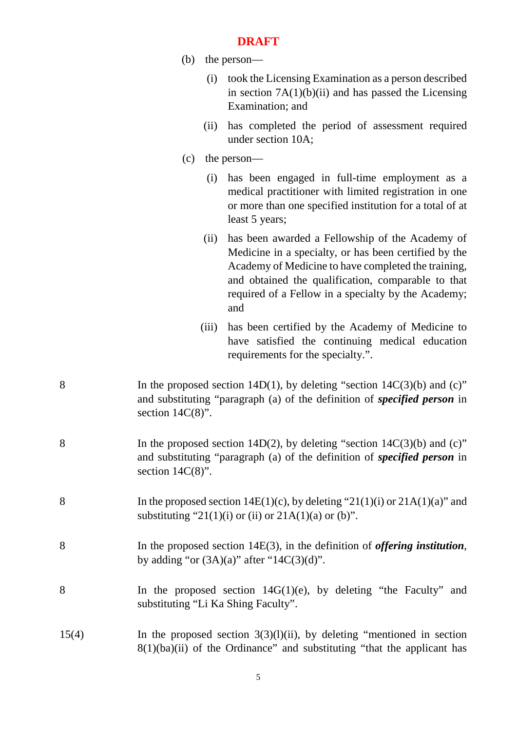**DRAFT**

(b) the person—

(i) took the Licensing Examination as a person described in section 7A(1)(b)(ii) and has passed the Licensing Examination; and

(ii) has completed the period of assessment required under section 10A;

(c) the person—

(i) has been engaged in full-time employment as a medical practitioner with limited registration in one or more than one specified institution for a total of at least 5 years;

(ii) has been awarded a Fellowship of the Academy of Medicine in a specialty, or has been certified by the Academy of Medicine to have completed the training, and obtained the qualification, comparable to that required of a Fellow in a specialty by the Academy; and

(iii) has been certified by the Academy of Medicine to have satisfied the continuing medical education requirements for the specialty.”.

| | |
|---|---|
| 8 | In the proposed section 14D(1), by deleting “section 14C(3)(b) and (c)” and substituting “paragraph (a) of the definition of ***specified person*** in section 14C(8)”. |
| 8 | In the proposed section 14D(2), by deleting “section 14C(3)(b) and (c)” and substituting “paragraph (a) of the definition of ***specified person*** in section 14C(8)”. |
| 8 | In the proposed section 14E(1)(c), by deleting “21(1)(i) or 21A(1)(a)” and substituting “21(1)(i) or (ii) or 21A(1)(a) or (b)”. |
| 8 | In the proposed section 14E(3), in the definition of ***offering institution***, by adding “or (3A)(a)” after “14C(3)(d)”. |
| 8 | In the proposed section 14G(1)(e), by deleting “the Faculty” and substituting “Li Ka Shing Faculty”. |
| 15(4) | In the proposed section 3(3)(l)(ii), by deleting “mentioned in section 8(1)(ba)(ii) of the Ordinance” and substituting “that the applicant has |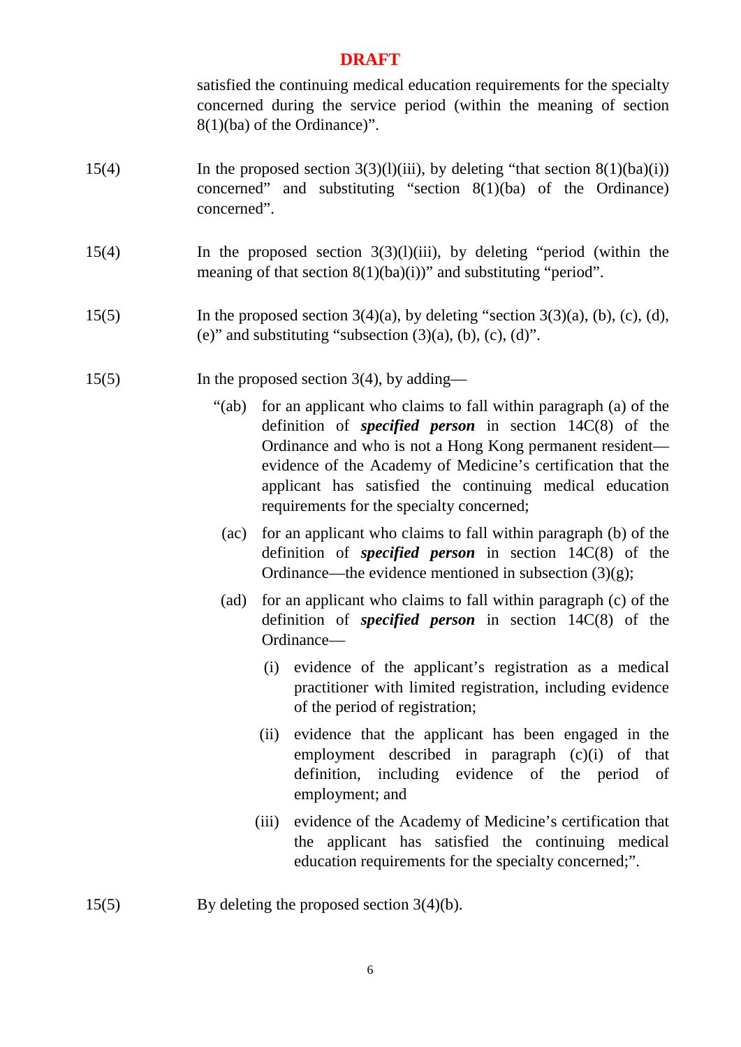**DRAFT**

satisfied the continuing medical education requirements for the specialty concerned during the service period (within the meaning of section 8(1)(ba) of the Ordinance)".

15(4) In the proposed section 3(3)(l)(iii), by deleting "that section 8(1)(ba)(i)) concerned" and substituting "section 8(1)(ba) of the Ordinance) concerned".

15(4) In the proposed section 3(3)(l)(iii), by deleting "period (within the meaning of that section 8(1)(ba)(i))" and substituting "period".

15(5) In the proposed section 3(4)(a), by deleting "section 3(3)(a), (b), (c), (d), (e)" and substituting "subsection (3)(a), (b), (c), (d)".

15(5) In the proposed section 3(4), by adding—

"(ab) for an applicant who claims to fall within paragraph (a) of the definition of ***specified person*** in section 14C(8) of the Ordinance and who is not a Hong Kong permanent resident—evidence of the Academy of Medicine's certification that the applicant has satisfied the continuing medical education requirements for the specialty concerned;

(ac) for an applicant who claims to fall within paragraph (b) of the definition of ***specified person*** in section 14C(8) of the Ordinance—the evidence mentioned in subsection (3)(g);

(ad) for an applicant who claims to fall within paragraph (c) of the definition of ***specified person*** in section 14C(8) of the Ordinance—

(i) evidence of the applicant's registration as a medical practitioner with limited registration, including evidence of the period of registration;

(ii) evidence that the applicant has been engaged in the employment described in paragraph (c)(i) of that definition, including evidence of the period of employment; and

(iii) evidence of the Academy of Medicine's certification that the applicant has satisfied the continuing medical education requirements for the specialty concerned;".

15(5) By deleting the proposed section 3(4)(b).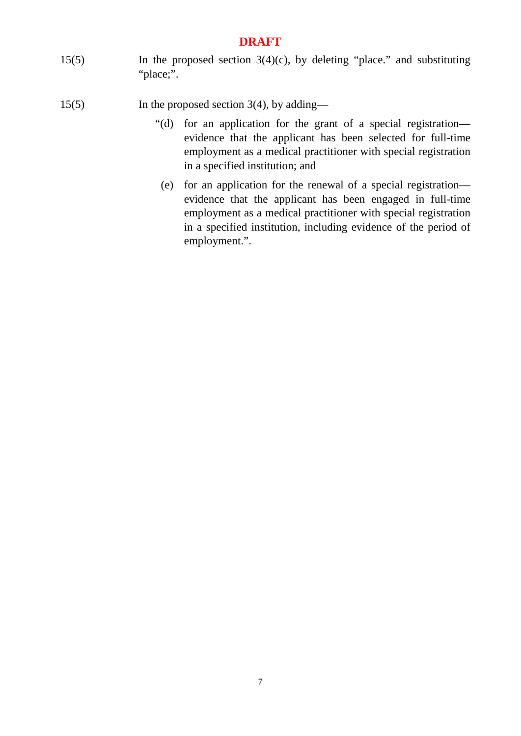**DRAFT**

| | |
|---|---|
| 15(5) | In the proposed section 3(4)(c), by deleting “place.” and substituting “place;”. |
| 15(5) | In the proposed section 3(4), by adding—<br>“(d) for an application for the grant of a special registration—evidence that the applicant has been selected for full-time employment as a medical practitioner with special registration in a specified institution; and<br>(e) for an application for the renewal of a special registration—evidence that the applicant has been engaged in full-time employment as a medical practitioner with special registration in a specified institution, including evidence of the period of employment.”. |